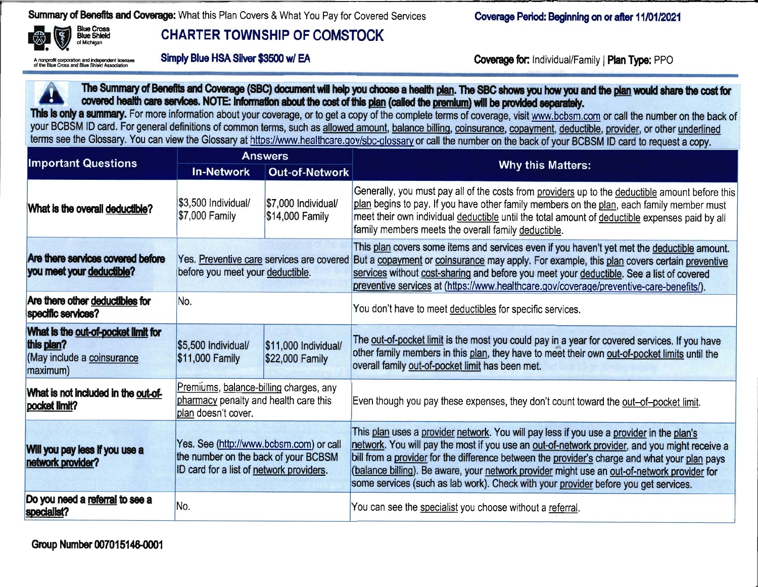**Summary of Benefits and Coverage:** What this Plan Covers & What You Pay for Covered Services

**Coverage Period: Beginning on or after 11/01/2021**

Blue Cross Blue Shield of Michigan

A nonprofit corporation and independent licensee of the Blue Cross and Blue Shield Association

# CHARTER TOWNSHIP OF COMSTOCK

**Simply Blue HSA Silver $3500 w/ EA**

**Coverage for:** Individual/Family | **Plan Type:** PPO

**The Summary of Benefits and Coverage (SBC) document will help you choose a health plan. The SBC shows you how you and the plan would share the cost for covered health care services. NOTE: Information about the cost of this plan (called the premium) will be provided separately.**

**This is only a summary.** For more information about your coverage, or to get a copy of the complete terms of coverage, visit www.bcbsm.com or call the number on the back of your BCBSM ID card. For general definitions of common terms, such as allowed amount, balance billing, coinsurance, copayment, deductible, provider, or other underlined terms see the Glossary. You can view the Glossary at https://www.healthcare.gov/sbc-glossary or call the number on the back of your BCBSM ID card to request a copy.

| Important Questions | Answers | | Why this Matters: |
|---|---|---|---|
| | **In-Network** | **Out-of-Network** | |
| **What is the overall deductible?** | $3,500 Individual/ $7,000 Family | $7,000 Individual/ $14,000 Family | Generally, you must pay all of the costs from providers up to the deductible amount before this plan begins to pay. If you have other family members on the plan, each family member must meet their own individual deductible until the total amount of deductible expenses paid by all family members meets the overall family deductible. |
| **Are there services covered before you meet your deductible?** | Yes. Preventive care services are covered before you meet your deductible. | | This plan covers some items and services even if you haven't yet met the deductible amount. But a copayment or coinsurance may apply. For example, this plan covers certain preventive services without cost-sharing and before you meet your deductible. See a list of covered preventive services at (https://www.healthcare.gov/coverage/preventive-care-benefits/). |
| **Are there other deductibles for specific services?** | No. | | You don't have to meet deductibles for specific services. |
| **What is the out-of-pocket limit for this plan?** (May include a coinsurance maximum) | $5,500 Individual/ $11,000 Family | $11,000 Individual/ $22,000 Family | The out-of-pocket limit is the most you could pay in a year for covered services. If you have other family members in this plan, they have to meet their own out-of-pocket limits until the overall family out-of-pocket limit has been met. |
| **What is not included in the out-of-pocket limit?** | Premiums, balance-billing charges, any pharmacy penalty and health care this plan doesn't cover. | | Even though you pay these expenses, they don't count toward the out-of-pocket limit. |
| **Will you pay less if you use a network provider?** | Yes. See (http://www.bcbsm.com) or call the number on the back of your BCBSM ID card for a list of network providers. | | This plan uses a provider network. You will pay less if you use a provider in the plan's network. You will pay the most if you use an out-of-network provider, and you might receive a bill from a provider for the difference between the provider's charge and what your plan pays (balance billing). Be aware, your network provider might use an out-of-network provider for some services (such as lab work). Check with your provider before you get services. |
| **Do you need a referral to see a specialist?** | No. | | You can see the specialist you choose without a referral. |

**Group Number 007015146-0001**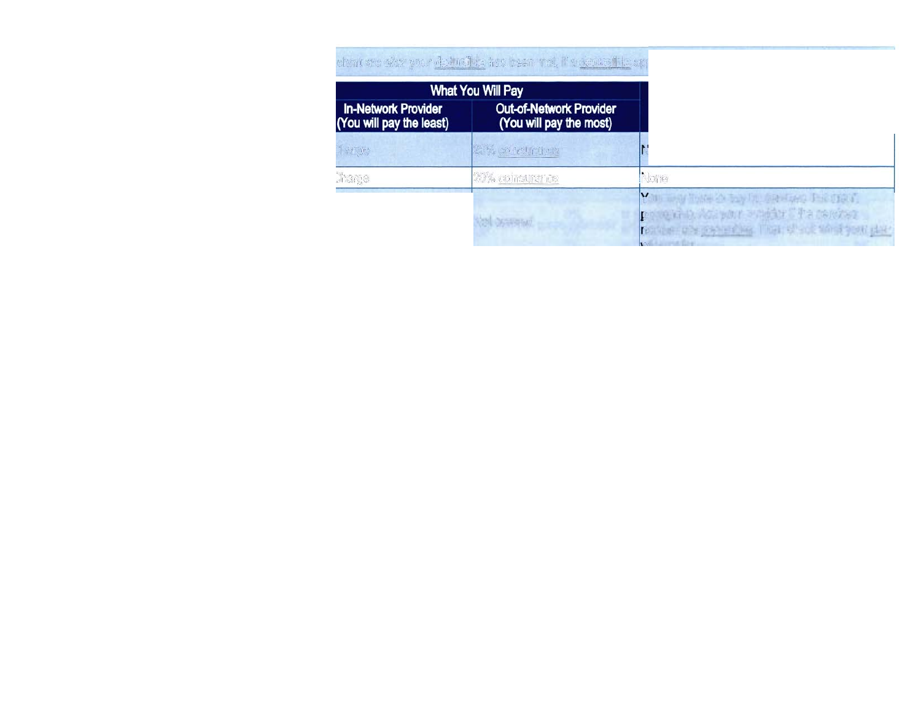| What You Will Pay | | |
| --- | --- | --- |
| In-Network Provider (You will pay the least) | Out-of-Network Provider (You will pay the most) | |
| Charge | 20% coinsurance | None |
| | Not covered | |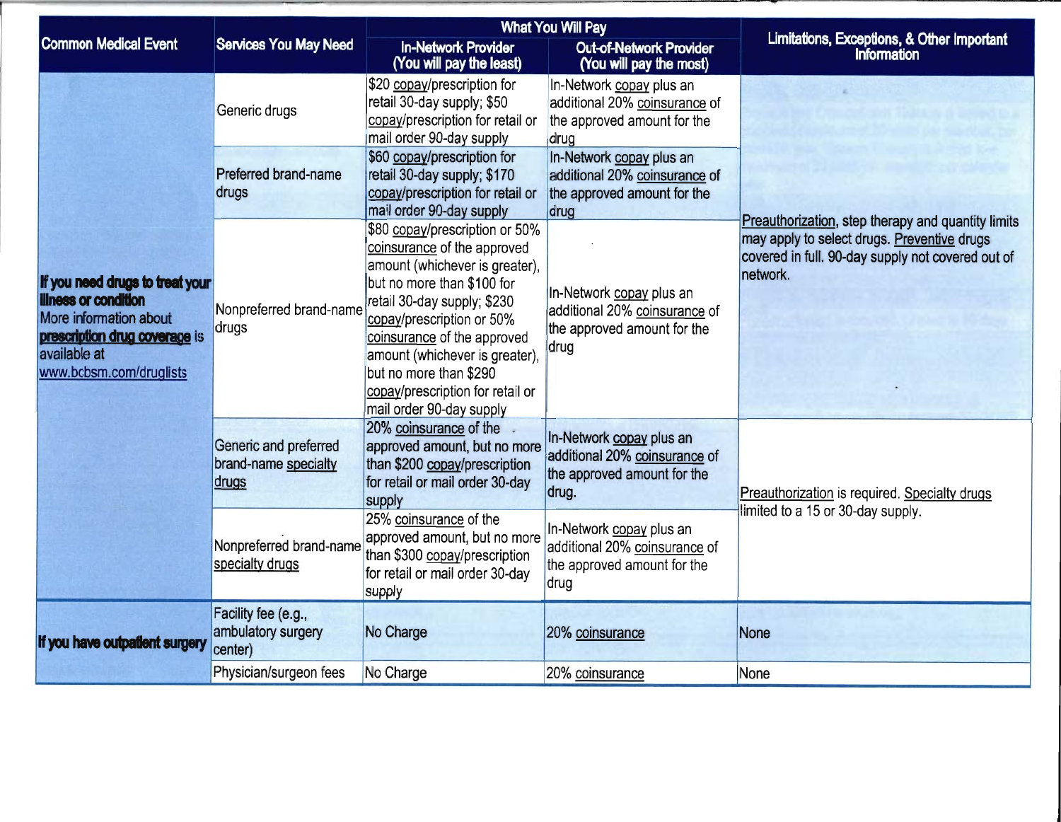| Common Medical Event | Services You May Need | What You Will Pay | | Limitations, Exceptions, & Other Important Information |
|---|---|---|---|---|
| | | In-Network Provider (You will pay the least) | Out-of-Network Provider (You will pay the most) | |
| **If you need drugs to treat your illness or condition** More information about **prescription drug coverage** is available at www.bcbsm.com/druglists | Generic drugs | $20 copay/prescription for retail 30-day supply; $50 copay/prescription for retail or mail order 90-day supply | In-Network copay plus an additional 20% coinsurance of the approved amount for the drug | Preauthorization, step therapy and quantity limits may apply to select drugs. Preventive drugs covered in full. 90-day supply not covered out of network. |
| | Preferred brand-name drugs | $60 copay/prescription for retail 30-day supply; $170 copay/prescription for retail or mail order 90-day supply | In-Network copay plus an additional 20% coinsurance of the approved amount for the drug | |
| | Nonpreferred brand-name drugs | $80 copay/prescription or 50% coinsurance of the approved amount (whichever is greater), but no more than $100 for retail 30-day supply; $230 copay/prescription or 50% coinsurance of the approved amount (whichever is greater), but no more than $290 copay/prescription for retail or mail order 90-day supply | In-Network copay plus an additional 20% coinsurance of the approved amount for the drug | |
| | Generic and preferred brand-name specialty drugs | 20% coinsurance of the approved amount, but no more than $200 copay/prescription for retail or mail order 30-day supply | In-Network copay plus an additional 20% coinsurance of the approved amount for the drug. | Preauthorization is required. Specialty drugs limited to a 15 or 30-day supply. |
| | Nonpreferred brand-name specialty drugs | 25% coinsurance of the approved amount, but no more than $300 copay/prescription for retail or mail order 30-day supply | In-Network copay plus an additional 20% coinsurance of the approved amount for the drug | |
| **If you have outpatient surgery** | Facility fee (e.g., ambulatory surgery center) | No Charge | 20% coinsurance | None |
| | Physician/surgeon fees | No Charge | 20% coinsurance | None |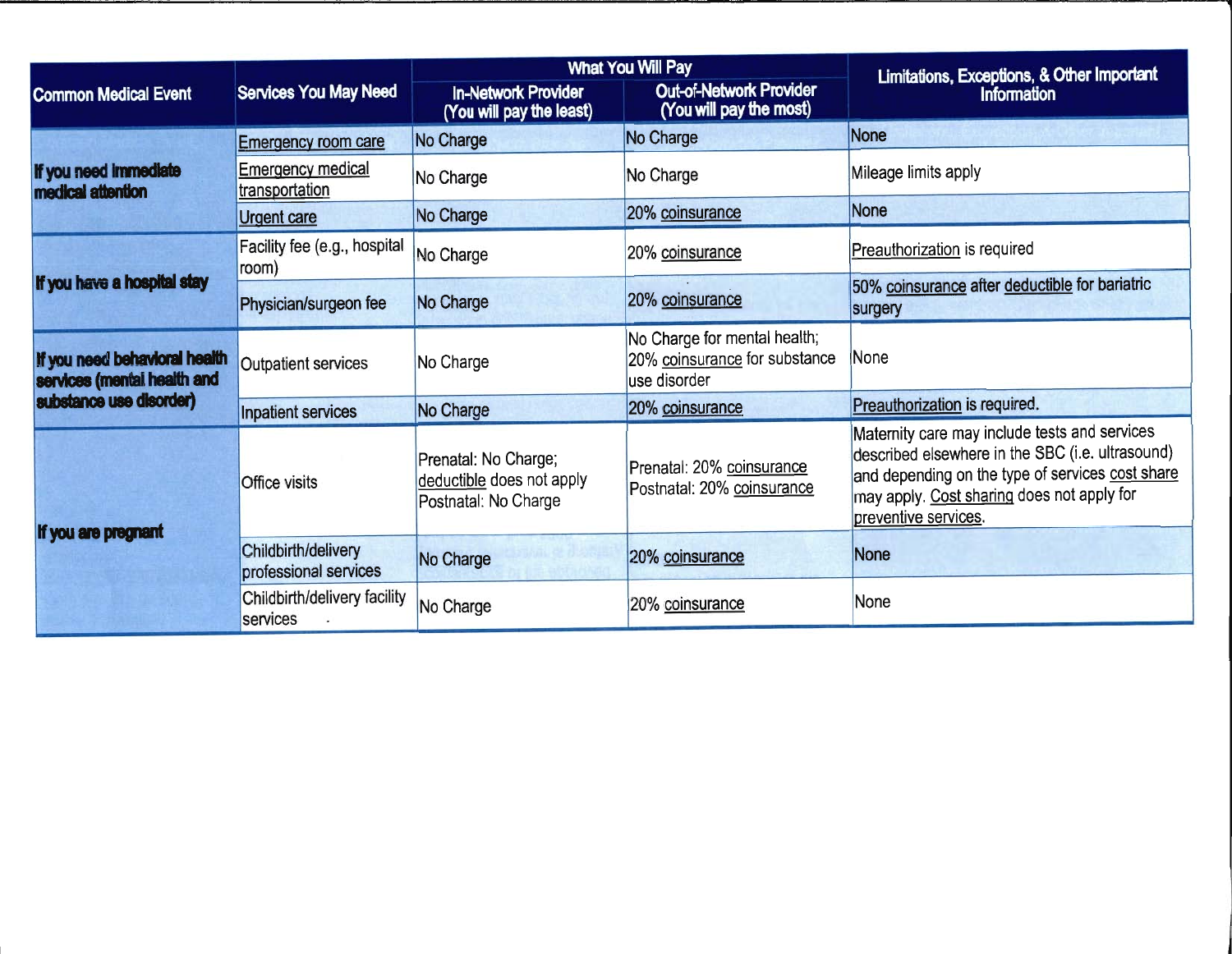| Common Medical Event | Services You May Need | What You Will Pay | | Limitations, Exceptions, & Other Important Information |
|---|---|---|---|---|
| | | In-Network Provider (You will pay the least) | Out-of-Network Provider (You will pay the most) | |
| If you need immediate medical attention | Emergency room care | No Charge | No Charge | None |
| | Emergency medical transportation | No Charge | No Charge | Mileage limits apply |
| | Urgent care | No Charge | 20% coinsurance | None |
| If you have a hospital stay | Facility fee (e.g., hospital room) | No Charge | 20% coinsurance | Preauthorization is required |
| | Physician/surgeon fee | No Charge | 20% coinsurance | 50% coinsurance after deductible for bariatric surgery |
| If you need behavioral health services (mental health and substance use disorder) | Outpatient services | No Charge | No Charge for mental health; 20% coinsurance for substance use disorder | None |
| | Inpatient services | No Charge | 20% coinsurance | Preauthorization is required. |
| If you are pregnant | Office visits | Prenatal: No Charge; deductible does not apply Postnatal: No Charge | Prenatal: 20% coinsurance Postnatal: 20% coinsurance | Maternity care may include tests and services described elsewhere in the SBC (i.e. ultrasound) and depending on the type of services cost share may apply. Cost sharing does not apply for preventive services. |
| | Childbirth/delivery professional services | No Charge | 20% coinsurance | None |
| | Childbirth/delivery facility services | No Charge | 20% coinsurance | None |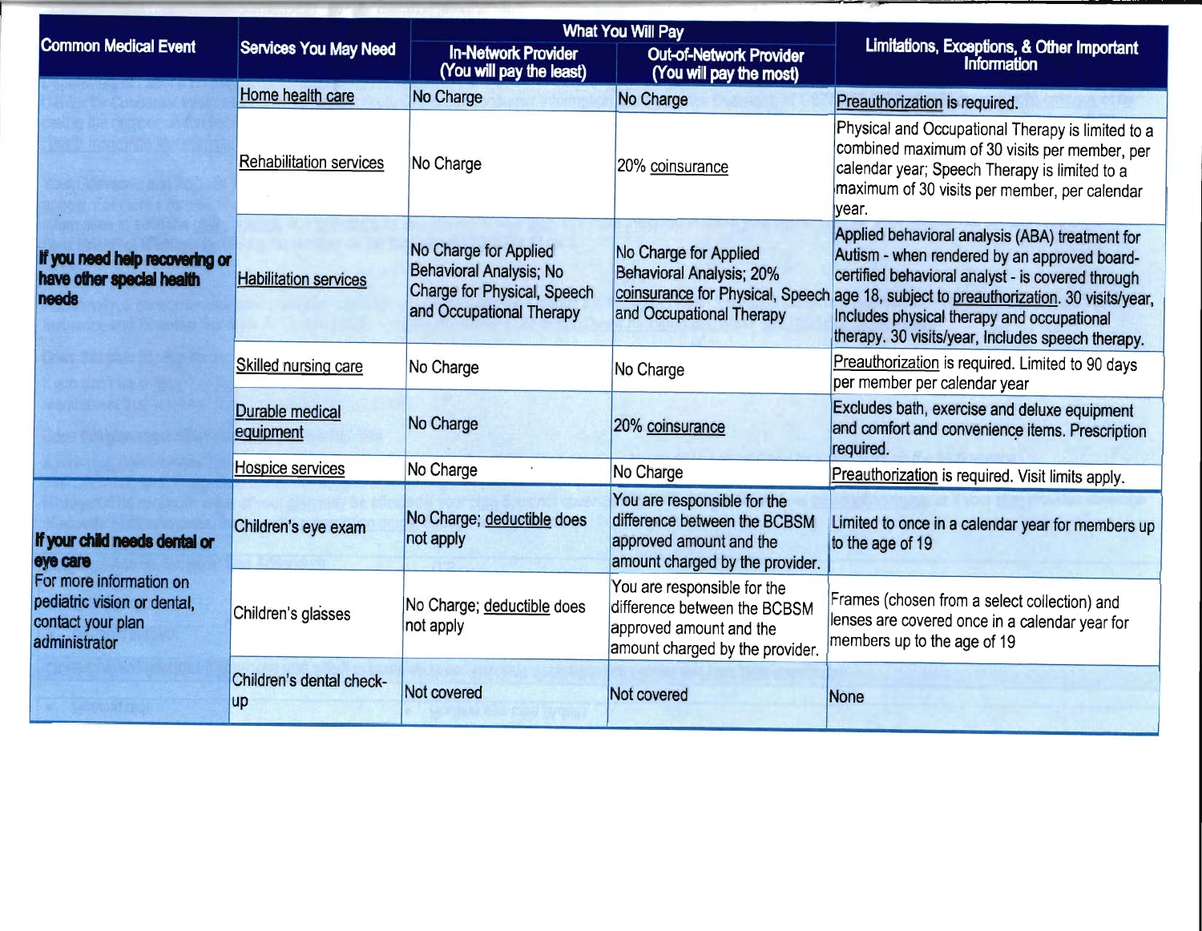| Common Medical Event | Services You May Need | What You Will Pay | | Limitations, Exceptions, & Other Important Information |
|---|---|---|---|---|
| | | In-Network Provider (You will pay the least) | Out-of-Network Provider (You will pay the most) | |
| If you need help recovering or have other special health needs | Home health care | No Charge | No Charge | Preauthorization is required. |
| | Rehabilitation services | No Charge | 20% coinsurance | Physical and Occupational Therapy is limited to a combined maximum of 30 visits per member, per calendar year; Speech Therapy is limited to a maximum of 30 visits per member, per calendar year. |
| | Habilitation services | No Charge for Applied Behavioral Analysis; No Charge for Physical, Speech and Occupational Therapy | No Charge for Applied Behavioral Analysis; 20% coinsurance for Physical, Speech and Occupational Therapy | Applied behavioral analysis (ABA) treatment for Autism - when rendered by an approved board-certified behavioral analyst - is covered through age 18, subject to preauthorization. 30 visits/year, Includes physical therapy and occupational therapy. 30 visits/year, Includes speech therapy. |
| | Skilled nursing care | No Charge | No Charge | Preauthorization is required. Limited to 90 days per member per calendar year |
| | Durable medical equipment | No Charge | 20% coinsurance | Excludes bath, exercise and deluxe equipment and comfort and convenience items. Prescription required. |
| | Hospice services | No Charge | No Charge | Preauthorization is required. Visit limits apply. |
| **If your child needs dental or eye care** For more information on pediatric vision or dental, contact your plan administrator | Children's eye exam | No Charge; deductible does not apply | You are responsible for the difference between the BCBSM approved amount and the amount charged by the provider. | Limited to once in a calendar year for members up to the age of 19 |
| | Children's glasses | No Charge; deductible does not apply | You are responsible for the difference between the BCBSM approved amount and the amount charged by the provider. | Frames (chosen from a select collection) and lenses are covered once in a calendar year for members up to the age of 19 |
| | Children's dental check-up | Not covered | Not covered | None |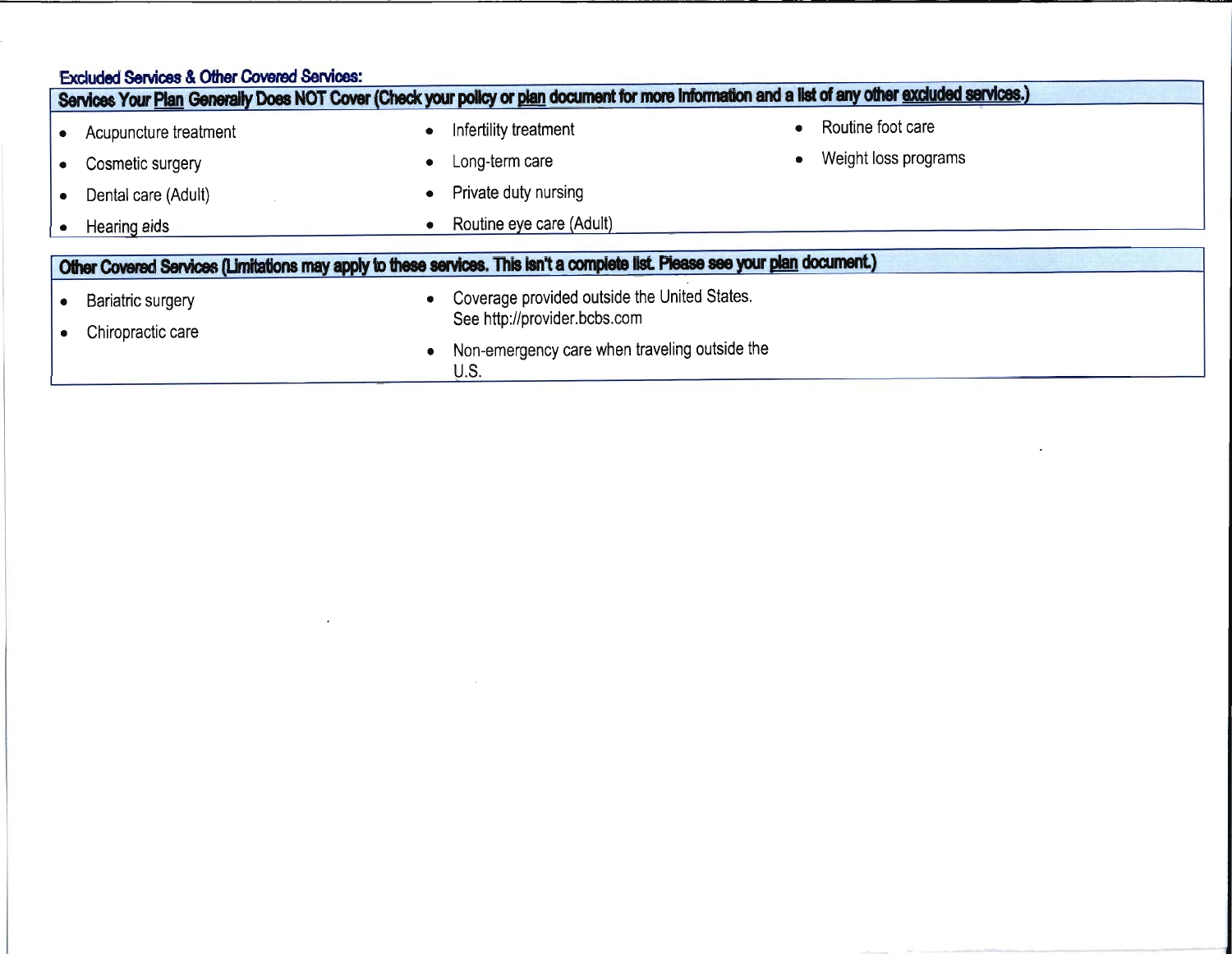## Excluded Services & Other Covered Services:

| Services Your Plan Generally Does NOT Cover (Check your policy or plan document for more information and a list of any other excluded services.) | | |
|---|---|---|
| • Acupuncture treatment | • Infertility treatment | • Routine foot care |
| • Cosmetic surgery | • Long-term care | • Weight loss programs |
| • Dental care (Adult) | • Private duty nursing | |
| • Hearing aids | • Routine eye care (Adult) | |

| Other Covered Services (Limitations may apply to these services. This isn't a complete list. Please see your plan document.) | |
|---|---|
| • Bariatric surgery | • Coverage provided outside the United States. See http://provider.bcbs.com |
| • Chiropractic care | • Non-emergency care when traveling outside the U.S. |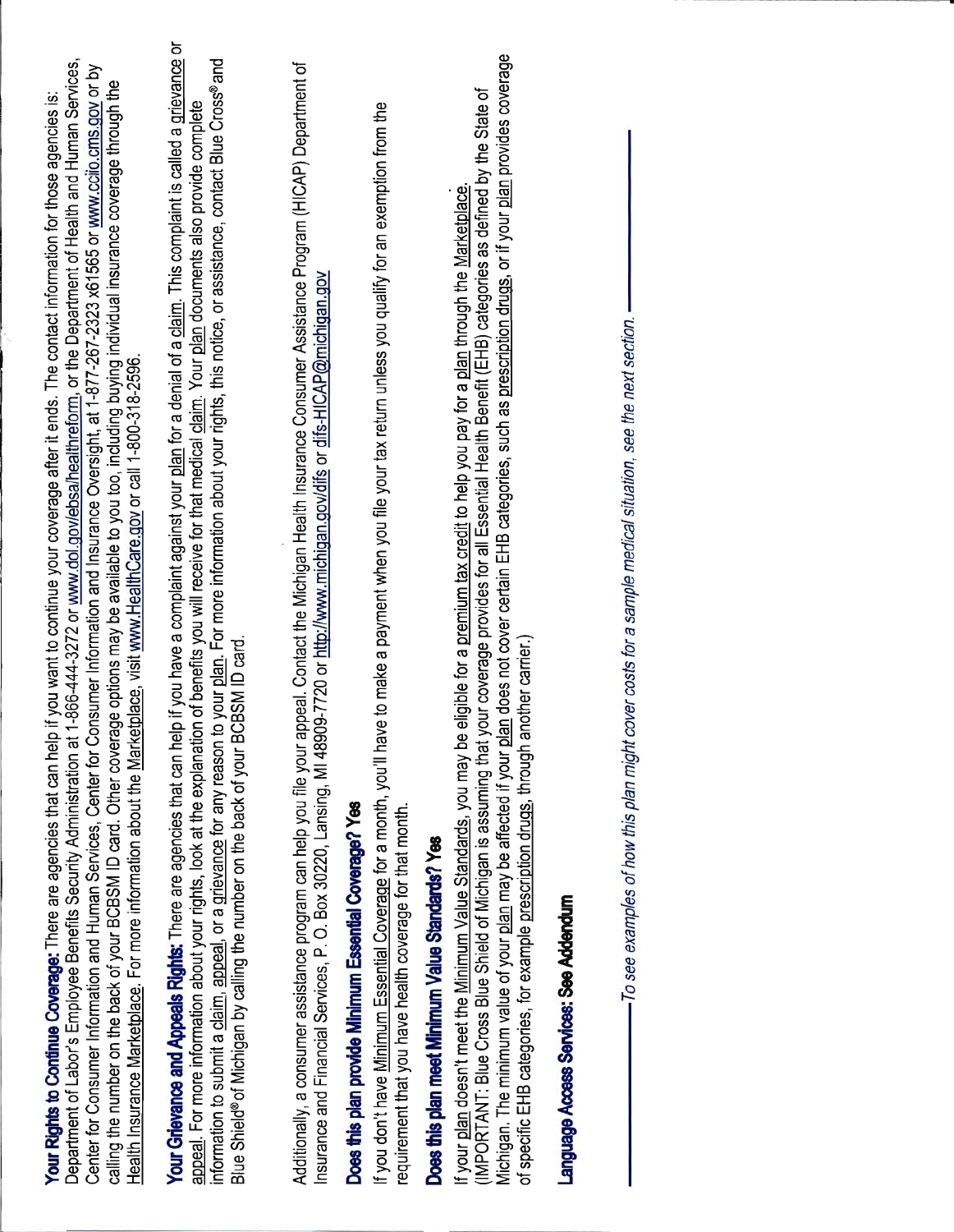**Your Rights to Continue Coverage:** There are agencies that can help if you want to continue your coverage after it ends. The contact information for those agencies is: Department of Labor's Employee Benefits Security Administration at 1-866-444-3272 or www.dol.gov/ebsa/healthreform, or the Department of Health and Human Services, Center for Consumer Information and Human Services, Center for Consumer Information and Insurance Oversight, at 1-877-267-2323 x61565 or www.cciio.cms.gov or by calling the number on the back of your BCBSM ID card. Other coverage options may be available to you too, including buying individual insurance coverage through the Health Insurance Marketplace. For more information about the Marketplace, visit www.HealthCare.gov or call 1-800-318-2596.

**Your Grievance and Appeals Rights:** There are agencies that can help if you have a complaint against your plan for a denial of a claim. This complaint is called a grievance or appeal. For more information about your rights, look at the explanation of benefits you will receive for that medical claim. Your plan documents also provide complete information to submit a claim, appeal, or a grievance for any reason to your plan. For more information about your rights, this notice, or assistance, contact Blue Cross® and Blue Shield® of Michigan by calling the number on the back of your BCBSM ID card.

Additionally, a consumer assistance program can help you file your appeal. Contact the Michigan Health Insurance Consumer Assistance Program (HICAP) Department of Insurance and Financial Services, P. O. Box 30220, Lansing, MI 48909-7720 or http://www.michigan.gov/difs or difs-HICAP@michigan.gov

**Does this plan provide Minimum Essential Coverage? Yes**

If you don't have Minimum Essential Coverage for a month, you'll have to make a payment when you file your tax return unless you qualify for an exemption from the requirement that you have health coverage for that month.

**Does this plan meet Minimum Value Standards? Yes**

If your plan doesn't meet the Minimum Value Standards, you may be eligible for a premium tax credit to help you pay for a plan through the Marketplace.
(IMPORTANT: Blue Cross Blue Shield of Michigan is assuming that your coverage provides for all Essential Health Benefit (EHB) categories as defined by the State of Michigan. The minimum value of your plan may be affected if your plan does not cover certain EHB categories, such as prescription drugs, or if your plan provides coverage of specific EHB categories, for example prescription drugs, through another carrier.)

**Language Access Services: See Addendum**

*To see examples of how this plan might cover costs for a sample medical situation, see the next section.*